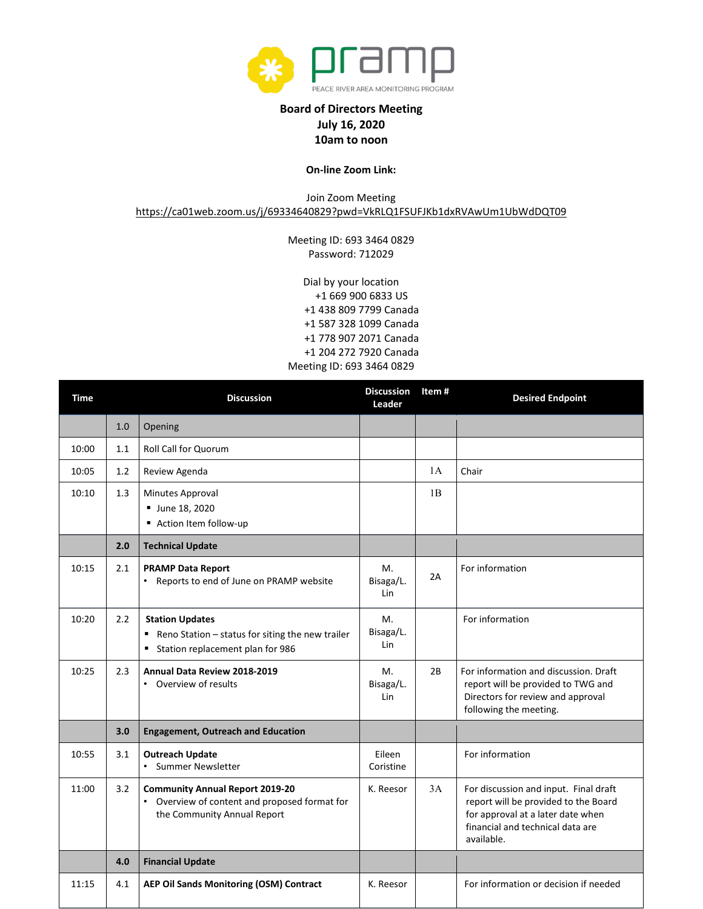pramp

PEACE RIVER AREA MONITORING PROGRAM

**Board of Directors Meeting**
**July 16, 2020**
**10am to noon**

**On-line Zoom Link:**

Join Zoom Meeting
https://ca01web.zoom.us/j/69334640829?pwd=VkRLQ1FSUFJKb1dxRVAwUm1UbWdDQT09

Meeting ID: 693 3464 0829
Password: 712029

Dial by your location
+1 669 900 6833 US
+1 438 809 7799 Canada
+1 587 328 1099 Canada
+1 778 907 2071 Canada
+1 204 272 7920 Canada
Meeting ID: 693 3464 0829

| Time | | Discussion | Discussion Leader | Item # | Desired Endpoint |
|---|---|---|---|---|---|
| | 1.0 | Opening | | | |
| 10:00 | 1.1 | Roll Call for Quorum | | | |
| 10:05 | 1.2 | Review Agenda | | 1A | Chair |
| 10:10 | 1.3 | Minutes Approval<br>▪ June 18, 2020<br>▪ Action Item follow-up | | 1B | |
| | **2.0** | **Technical Update** | | | |
| 10:15 | 2.1 | **PRAMP Data Report**<br>• Reports to end of June on PRAMP website | M. Bisaga/L. Lin | 2A | For information |
| 10:20 | 2.2 | **Station Updates**<br>▪ Reno Station – status for siting the new trailer<br>▪ Station replacement plan for 986 | M. Bisaga/L. Lin | | For information |
| 10:25 | 2.3 | **Annual Data Review 2018-2019**<br>• Overview of results | M. Bisaga/L. Lin | 2B | For information and discussion. Draft report will be provided to TWG and Directors for review and approval following the meeting. |
| | **3.0** | **Engagement, Outreach and Education** | | | |
| 10:55 | 3.1 | **Outreach Update**<br>• Summer Newsletter | Eileen Coristine | | For information |
| 11:00 | 3.2 | **Community Annual Report 2019-20**<br>• Overview of content and proposed format for the Community Annual Report | K. Reesor | 3A | For discussion and input. Final draft report will be provided to the Board for approval at a later date when financial and technical data are available. |
| | **4.0** | **Financial Update** | | | |
| 11:15 | 4.1 | **AEP Oil Sands Monitoring (OSM) Contract** | K. Reesor | | For information or decision if needed |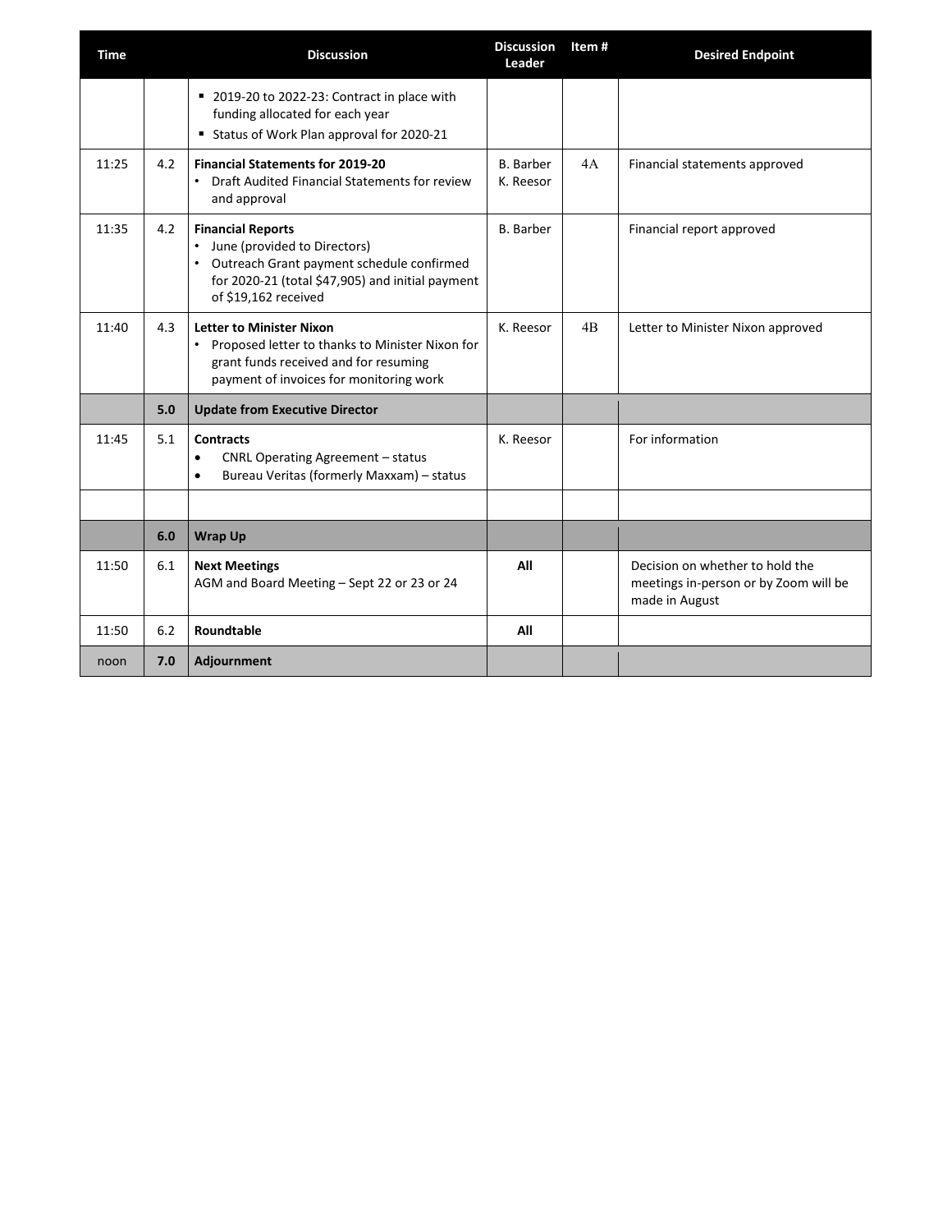| Time | | Discussion | Discussion Leader | Item # | Desired Endpoint |
|---|---|---|---|---|---|
| | | ▪ 2019-20 to 2022-23: Contract in place with funding allocated for each year<br>▪ Status of Work Plan approval for 2020-21 | | | |
| 11:25 | 4.2 | **Financial Statements for 2019-20**<br>• Draft Audited Financial Statements for review and approval | B. Barber<br>K. Reesor | 4A | Financial statements approved |
| 11:35 | 4.2 | **Financial Reports**<br>• June (provided to Directors)<br>• Outreach Grant payment schedule confirmed for 2020-21 (total $47,905) and initial payment of $19,162 received | B. Barber | | Financial report approved |
| 11:40 | 4.3 | **Letter to Minister Nixon**<br>• Proposed letter to thanks to Minister Nixon for grant funds received and for resuming payment of invoices for monitoring work | K. Reesor | 4B | Letter to Minister Nixon approved |
| | **5.0** | **Update from Executive Director** | | | |
| 11:45 | 5.1 | **Contracts**<br>• CNRL Operating Agreement – status<br>• Bureau Veritas (formerly Maxxam) – status | K. Reesor | | For information |
| | | | | | |
| | **6.0** | **Wrap Up** | | | |
| 11:50 | 6.1 | **Next Meetings**<br>AGM and Board Meeting – Sept 22 or 23 or 24 | **All** | | Decision on whether to hold the meetings in-person or by Zoom will be made in August |
| 11:50 | 6.2 | **Roundtable** | **All** | | |
| noon | **7.0** | **Adjournment** | | | |